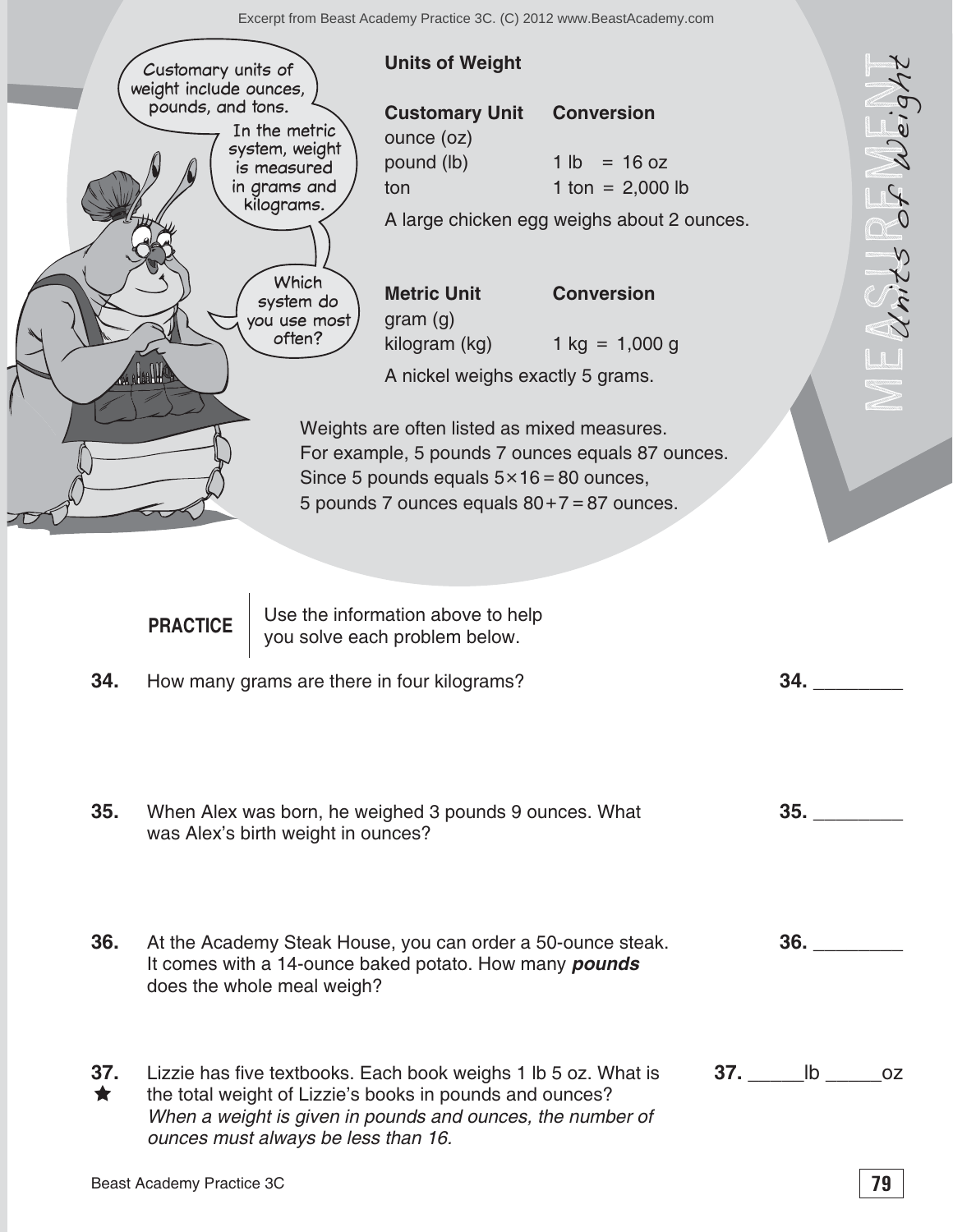Customary units of weight include ounces, pounds, and tons.

In the metric system, weight is measured in grams and kilograms.

Which system do you use most often?

## Units of Weight

| Customary Unit | Conversion |
|---|---|
| ounce (oz) | |
| pound (lb) | 1 lb = 16 oz |
| ton | 1 ton = 2,000 lb |

A large chicken egg weighs about 2 ounces.

| Metric Unit | Conversion |
|---|---|
| gram (g) | |
| kilogram (kg) | 1 kg = 1,000 g |

A nickel weighs exactly 5 grams.

Weights are often listed as mixed measures.
For example, 5 pounds 7 ounces equals 87 ounces.
Since 5 pounds equals $5 \times 16 = 80$ ounces,
5 pounds 7 ounces equals $80 + 7 = 87$ ounces.

**PRACTICE** | Use the information above to help you solve each problem below.

**34.** How many grams are there in four kilograms? **34.** ________

**35.** When Alex was born, he weighed 3 pounds 9 ounces. What was Alex's birth weight in ounces? **35.** ________

**36.** At the Academy Steak House, you can order a 50-ounce steak. It comes with a 14-ounce baked potato. How many ***pounds*** does the whole meal weigh? **36.** ________

**37.** ★ Lizzie has five textbooks. Each book weighs 1 lb 5 oz. What is the total weight of Lizzie's books in pounds and ounces? *When a weight is given in pounds and ounces, the number of ounces must always be less than 16.* **37.** _____lb _____oz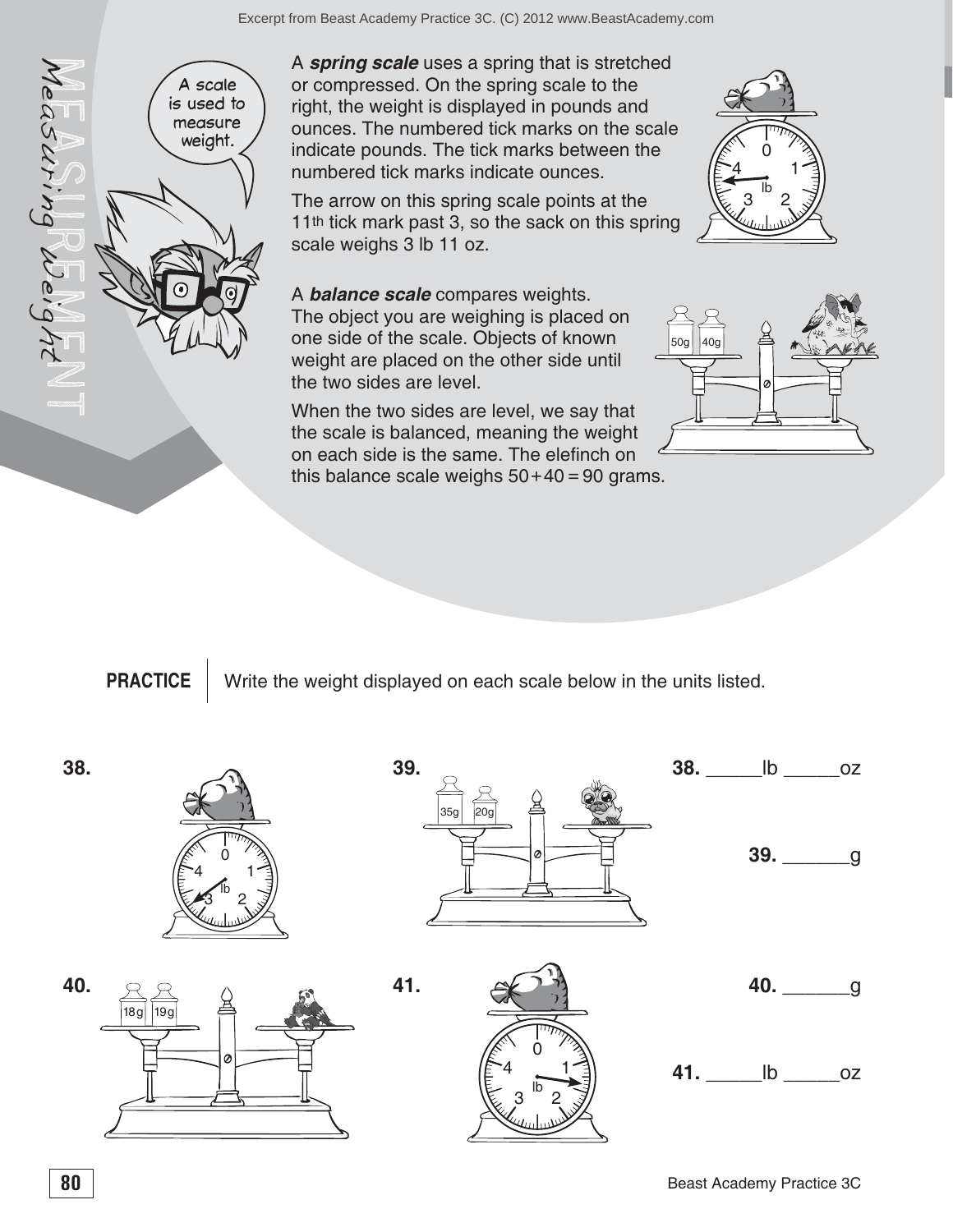# MEASUREMENT
## Measuring Weight

A scale is used to measure weight.

A ***spring scale*** uses a spring that is stretched or compressed. On the spring scale to the right, the weight is displayed in pounds and ounces. The numbered tick marks on the scale indicate pounds. The tick marks between the numbered tick marks indicate ounces.

The arrow on this spring scale points at the 11th tick mark past 3, so the sack on this spring scale weighs 3 lb 11 oz.

A ***balance scale*** compares weights. The object you are weighing is placed on one side of the scale. Objects of known weight are placed on the other side until the two sides are level.

When the two sides are level, we say that the scale is balanced, meaning the weight on each side is the same. The elefinch on this balance scale weighs $50+40=90$ grams.

**PRACTICE** Write the weight displayed on each scale below in the units listed.

**38.** _____lb _____oz

**39.** ______g

**40.** ______g

**41.** _____lb _____oz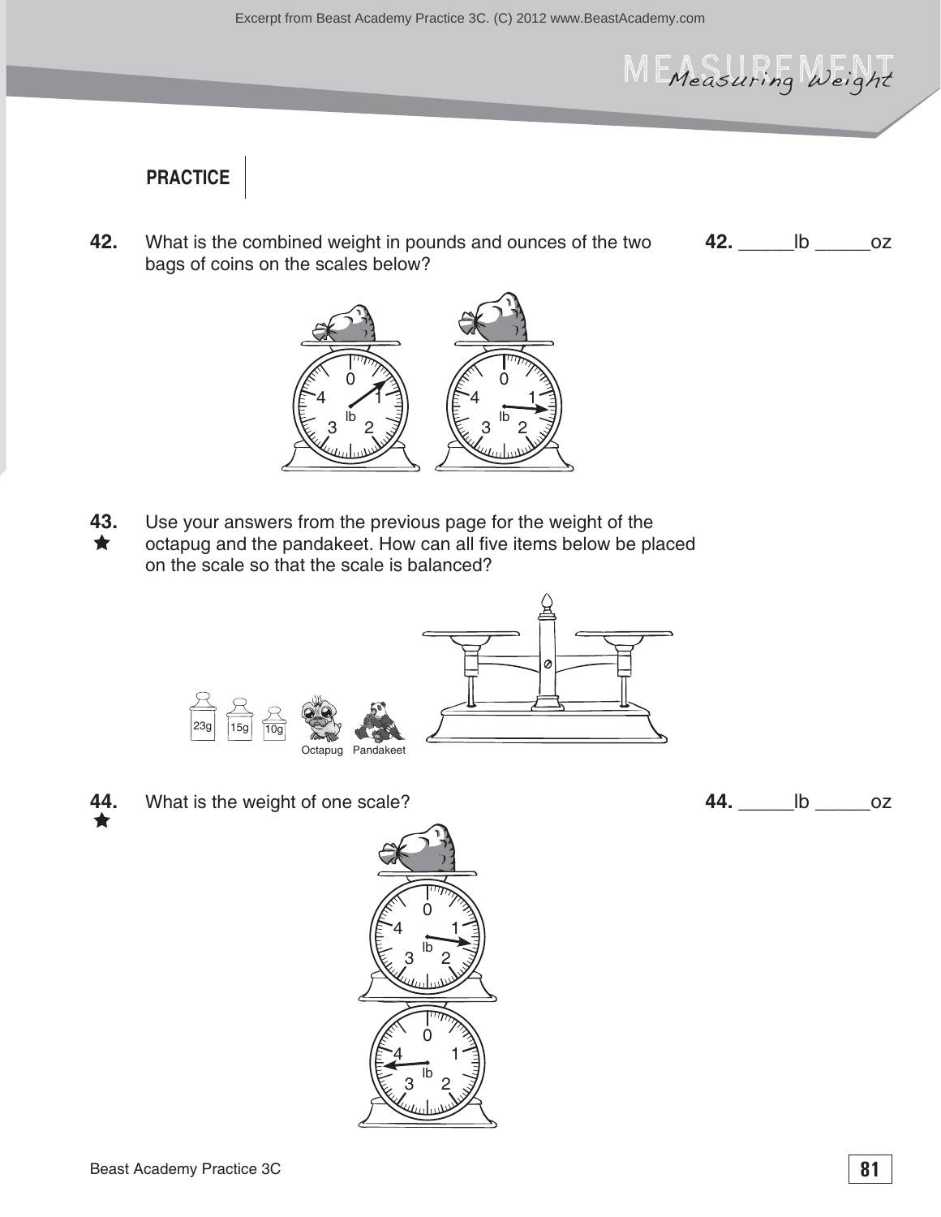# MEASUREMENT *Measuring Weight*

**PRACTICE**

**42.** What is the combined weight in pounds and ounces of the two bags of coins on the scales below?

**42.** _____lb _____oz

0
4 1
lb
3 2

0
4 1
lb
3 2

**43.** ★ Use your answers from the previous page for the weight of the octapug and the pandakeet. How can all five items below be placed on the scale so that the scale is balanced?

23g 15g 10g Octapug Pandakeet

**44.** ★ What is the weight of one scale?

**44.** _____lb _____oz

0
4 1
lb
3 2

0
4 1
lb
3 2